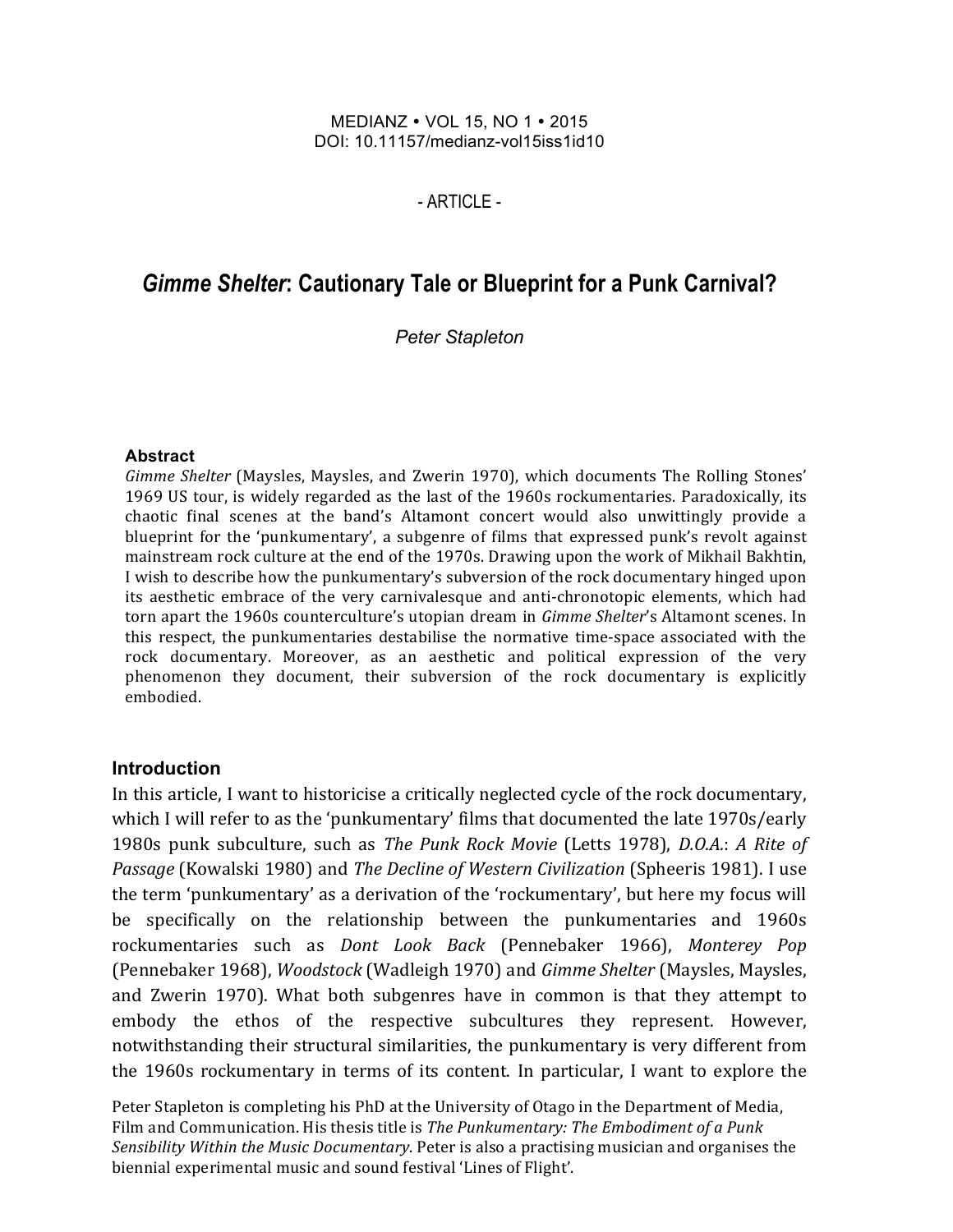MEDIANZ • VOL 15, NO 1 • 2015
DOI: 10.11157/medianz-vol15iss1id10

- ARTICLE -

# *Gimme Shelter*: Cautionary Tale or Blueprint for a Punk Carnival?

*Peter Stapleton*

### Abstract

*Gimme Shelter* (Maysles, Maysles, and Zwerin 1970), which documents The Rolling Stones' 1969 US tour, is widely regarded as the last of the 1960s rockumentaries. Paradoxically, its chaotic final scenes at the band's Altamont concert would also unwittingly provide a blueprint for the 'punkumentary', a subgenre of films that expressed punk's revolt against mainstream rock culture at the end of the 1970s. Drawing upon the work of Mikhail Bakhtin, I wish to describe how the punkumentary's subversion of the rock documentary hinged upon its aesthetic embrace of the very carnivalesque and anti-chronotopic elements, which had torn apart the 1960s counterculture's utopian dream in *Gimme Shelter*'s Altamont scenes. In this respect, the punkumentaries destabilise the normative time-space associated with the rock documentary. Moreover, as an aesthetic and political expression of the very phenomenon they document, their subversion of the rock documentary is explicitly embodied.

## Introduction

In this article, I want to historicise a critically neglected cycle of the rock documentary, which I will refer to as the 'punkumentary' films that documented the late 1970s/early 1980s punk subculture, such as *The Punk Rock Movie* (Letts 1978), *D.O.A.*: *A Rite of Passage* (Kowalski 1980) and *The Decline of Western Civilization* (Spheeris 1981). I use the term 'punkumentary' as a derivation of the 'rockumentary', but here my focus will be specifically on the relationship between the punkumentaries and 1960s rockumentaries such as *Dont Look Back* (Pennebaker 1966), *Monterey Pop* (Pennebaker 1968), *Woodstock* (Wadleigh 1970) and *Gimme Shelter* (Maysles, Maysles, and Zwerin 1970). What both subgenres have in common is that they attempt to embody the ethos of the respective subcultures they represent. However, notwithstanding their structural similarities, the punkumentary is very different from the 1960s rockumentary in terms of its content. In particular, I want to explore the

Peter Stapleton is completing his PhD at the University of Otago in the Department of Media, Film and Communication. His thesis title is *The Punkumentary: The Embodiment of a Punk Sensibility Within the Music Documentary*. Peter is also a practising musician and organises the biennial experimental music and sound festival 'Lines of Flight'.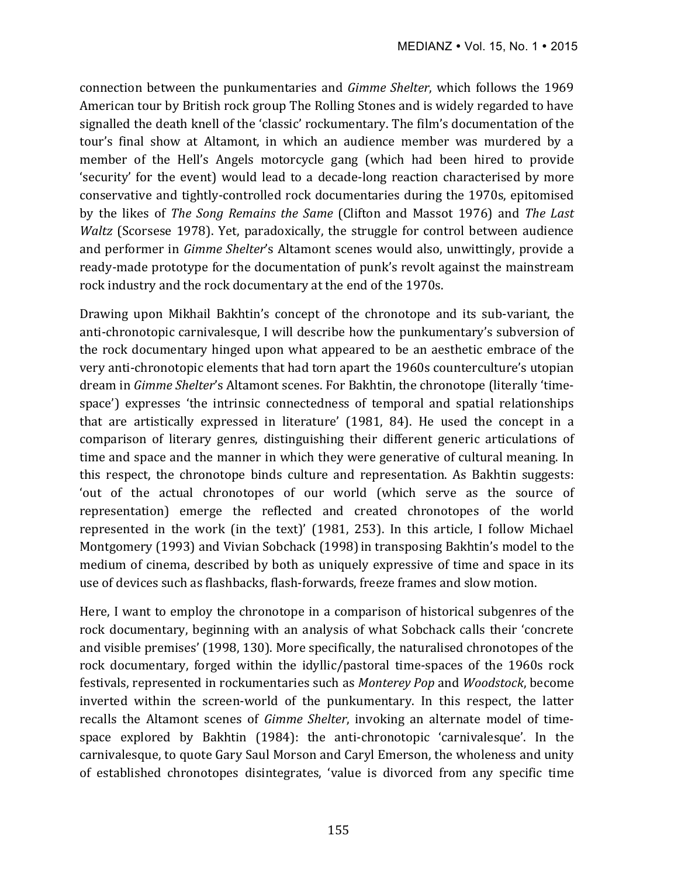connection between the punkumentaries and *Gimme Shelter*, which follows the 1969 American tour by British rock group The Rolling Stones and is widely regarded to have signalled the death knell of the 'classic' rockumentary. The film's documentation of the tour's final show at Altamont, in which an audience member was murdered by a member of the Hell's Angels motorcycle gang (which had been hired to provide 'security' for the event) would lead to a decade-long reaction characterised by more conservative and tightly-controlled rock documentaries during the 1970s, epitomised by the likes of *The Song Remains the Same* (Clifton and Massot 1976) and *The Last Waltz* (Scorsese 1978). Yet, paradoxically, the struggle for control between audience and performer in *Gimme Shelter*'s Altamont scenes would also, unwittingly, provide a ready-made prototype for the documentation of punk's revolt against the mainstream rock industry and the rock documentary at the end of the 1970s.

Drawing upon Mikhail Bakhtin's concept of the chronotope and its sub-variant, the anti-chronotopic carnivalesque, I will describe how the punkumentary's subversion of the rock documentary hinged upon what appeared to be an aesthetic embrace of the very anti-chronotopic elements that had torn apart the 1960s counterculture's utopian dream in *Gimme Shelter*'s Altamont scenes. For Bakhtin, the chronotope (literally 'time-space') expresses 'the intrinsic connectedness of temporal and spatial relationships that are artistically expressed in literature' (1981, 84). He used the concept in a comparison of literary genres, distinguishing their different generic articulations of time and space and the manner in which they were generative of cultural meaning. In this respect, the chronotope binds culture and representation. As Bakhtin suggests: 'out of the actual chronotopes of our world (which serve as the source of representation) emerge the reflected and created chronotopes of the world represented in the work (in the text)' (1981, 253). In this article, I follow Michael Montgomery (1993) and Vivian Sobchack (1998) in transposing Bakhtin's model to the medium of cinema, described by both as uniquely expressive of time and space in its use of devices such as flashbacks, flash-forwards, freeze frames and slow motion.

Here, I want to employ the chronotope in a comparison of historical subgenres of the rock documentary, beginning with an analysis of what Sobchack calls their 'concrete and visible premises' (1998, 130). More specifically, the naturalised chronotopes of the rock documentary, forged within the idyllic/pastoral time-spaces of the 1960s rock festivals, represented in rockumentaries such as *Monterey Pop* and *Woodstock*, become inverted within the screen-world of the punkumentary. In this respect, the latter recalls the Altamont scenes of *Gimme Shelter*, invoking an alternate model of time-space explored by Bakhtin (1984): the anti-chronotopic 'carnivalesque'. In the carnivalesque, to quote Gary Saul Morson and Caryl Emerson, the wholeness and unity of established chronotopes disintegrates, 'value is divorced from any specific time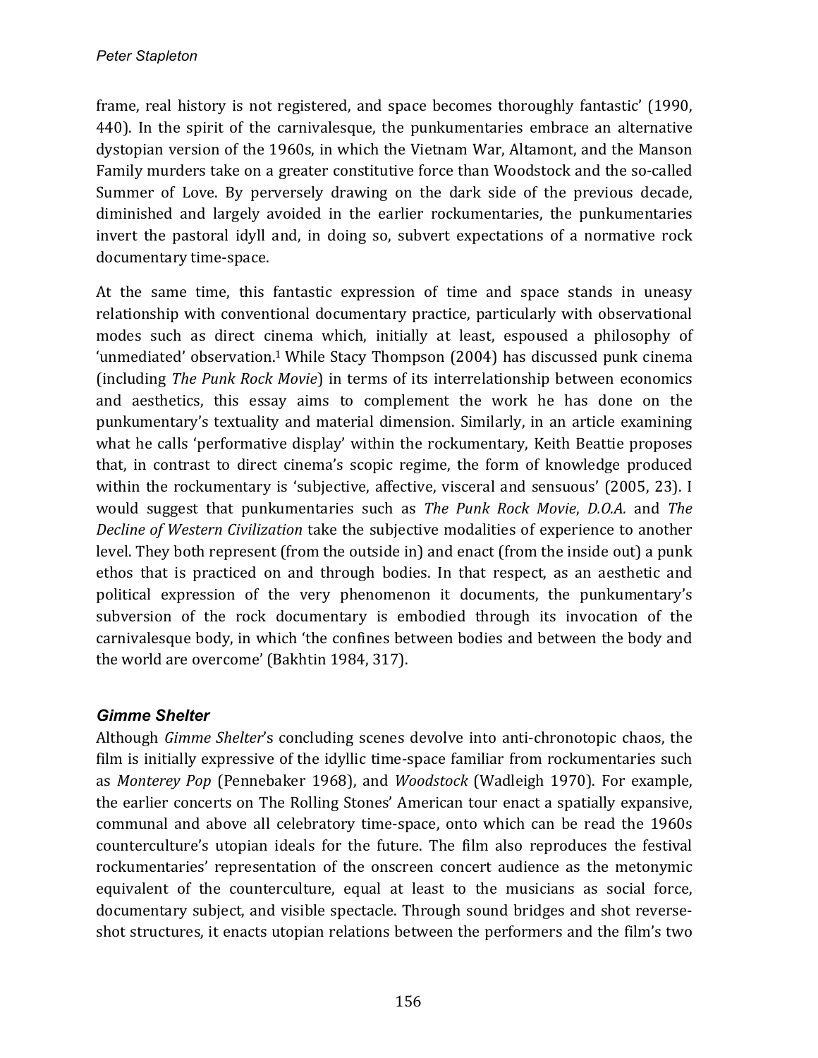frame, real history is not registered, and space becomes thoroughly fantastic' (1990, 440). In the spirit of the carnivalesque, the punkumentaries embrace an alternative dystopian version of the 1960s, in which the Vietnam War, Altamont, and the Manson Family murders take on a greater constitutive force than Woodstock and the so-called Summer of Love. By perversely drawing on the dark side of the previous decade, diminished and largely avoided in the earlier rockumentaries, the punkumentaries invert the pastoral idyll and, in doing so, subvert expectations of a normative rock documentary time-space.

At the same time, this fantastic expression of time and space stands in uneasy relationship with conventional documentary practice, particularly with observational modes such as direct cinema which, initially at least, espoused a philosophy of 'unmediated' observation.[1] While Stacy Thompson (2004) has discussed punk cinema (including *The Punk Rock Movie*) in terms of its interrelationship between economics and aesthetics, this essay aims to complement the work he has done on the punkumentary's textuality and material dimension. Similarly, in an article examining what he calls 'performative display' within the rockumentary, Keith Beattie proposes that, in contrast to direct cinema's scopic regime, the form of knowledge produced within the rockumentary is 'subjective, affective, visceral and sensuous' (2005, 23). I would suggest that punkumentaries such as *The Punk Rock Movie*, *D.O.A.* and *The Decline of Western Civilization* take the subjective modalities of experience to another level. They both represent (from the outside in) and enact (from the inside out) a punk ethos that is practiced on and through bodies. In that respect, as an aesthetic and political expression of the very phenomenon it documents, the punkumentary's subversion of the rock documentary is embodied through its invocation of the carnivalesque body, in which 'the confines between bodies and between the body and the world are overcome' (Bakhtin 1984, 317).

## *Gimme Shelter*

Although *Gimme Shelter*'s concluding scenes devolve into anti-chronotopic chaos, the film is initially expressive of the idyllic time-space familiar from rockumentaries such as *Monterey Pop* (Pennebaker 1968), and *Woodstock* (Wadleigh 1970). For example, the earlier concerts on The Rolling Stones' American tour enact a spatially expansive, communal and above all celebratory time-space, onto which can be read the 1960s counterculture's utopian ideals for the future. The film also reproduces the festival rockumentaries' representation of the onscreen concert audience as the metonymic equivalent of the counterculture, equal at least to the musicians as social force, documentary subject, and visible spectacle. Through sound bridges and shot reverse-shot structures, it enacts utopian relations between the performers and the film's two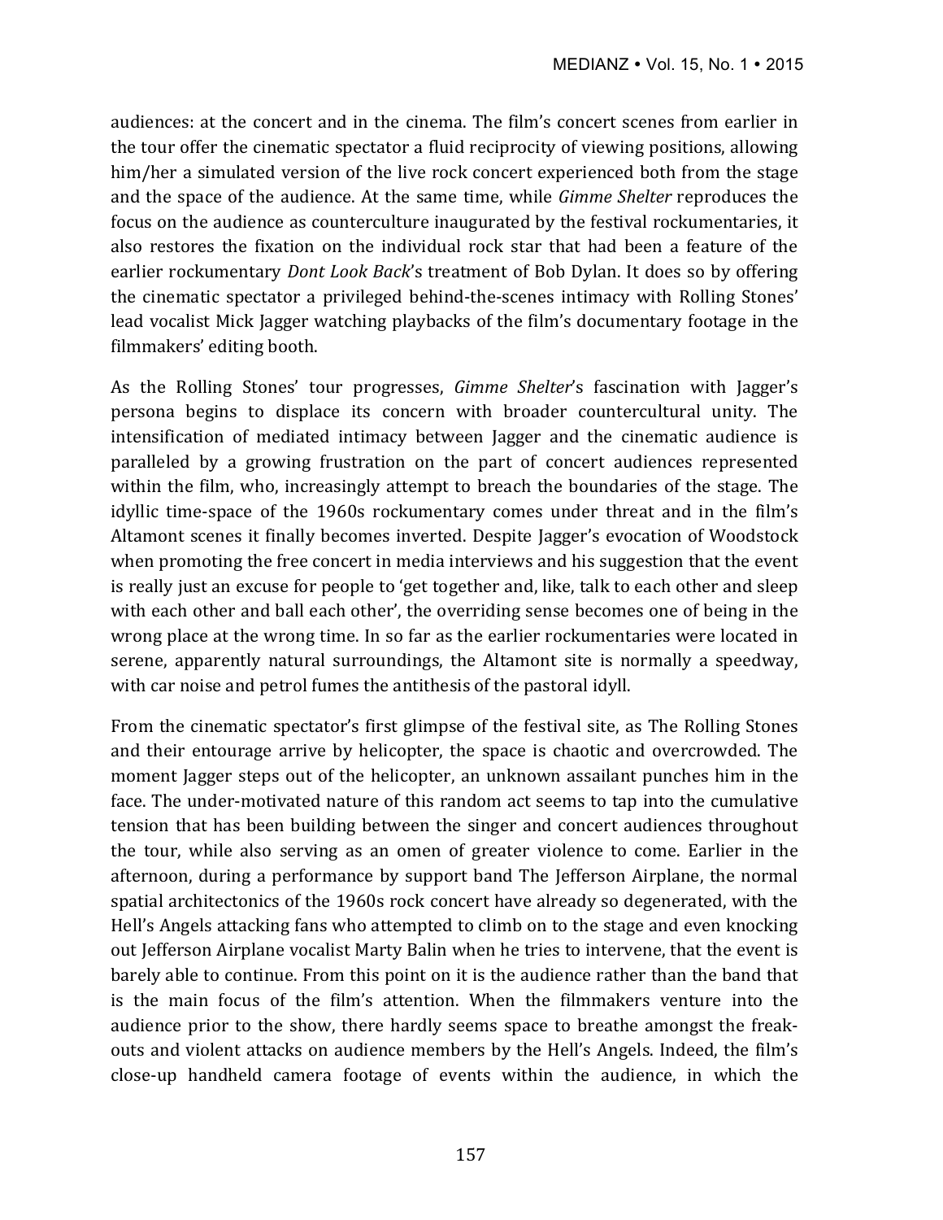audiences: at the concert and in the cinema. The film's concert scenes from earlier in the tour offer the cinematic spectator a fluid reciprocity of viewing positions, allowing him/her a simulated version of the live rock concert experienced both from the stage and the space of the audience. At the same time, while *Gimme Shelter* reproduces the focus on the audience as counterculture inaugurated by the festival rockumentaries, it also restores the fixation on the individual rock star that had been a feature of the earlier rockumentary *Dont Look Back*'s treatment of Bob Dylan. It does so by offering the cinematic spectator a privileged behind-the-scenes intimacy with Rolling Stones' lead vocalist Mick Jagger watching playbacks of the film's documentary footage in the filmmakers' editing booth.

As the Rolling Stones' tour progresses, *Gimme Shelter*'s fascination with Jagger's persona begins to displace its concern with broader countercultural unity. The intensification of mediated intimacy between Jagger and the cinematic audience is paralleled by a growing frustration on the part of concert audiences represented within the film, who, increasingly attempt to breach the boundaries of the stage. The idyllic time-space of the 1960s rockumentary comes under threat and in the film's Altamont scenes it finally becomes inverted. Despite Jagger's evocation of Woodstock when promoting the free concert in media interviews and his suggestion that the event is really just an excuse for people to 'get together and, like, talk to each other and sleep with each other and ball each other', the overriding sense becomes one of being in the wrong place at the wrong time. In so far as the earlier rockumentaries were located in serene, apparently natural surroundings, the Altamont site is normally a speedway, with car noise and petrol fumes the antithesis of the pastoral idyll.

From the cinematic spectator's first glimpse of the festival site, as The Rolling Stones and their entourage arrive by helicopter, the space is chaotic and overcrowded. The moment Jagger steps out of the helicopter, an unknown assailant punches him in the face. The under-motivated nature of this random act seems to tap into the cumulative tension that has been building between the singer and concert audiences throughout the tour, while also serving as an omen of greater violence to come. Earlier in the afternoon, during a performance by support band The Jefferson Airplane, the normal spatial architectonics of the 1960s rock concert have already so degenerated, with the Hell's Angels attacking fans who attempted to climb on to the stage and even knocking out Jefferson Airplane vocalist Marty Balin when he tries to intervene, that the event is barely able to continue. From this point on it is the audience rather than the band that is the main focus of the film's attention. When the filmmakers venture into the audience prior to the show, there hardly seems space to breathe amongst the freak-outs and violent attacks on audience members by the Hell's Angels. Indeed, the film's close-up handheld camera footage of events within the audience, in which the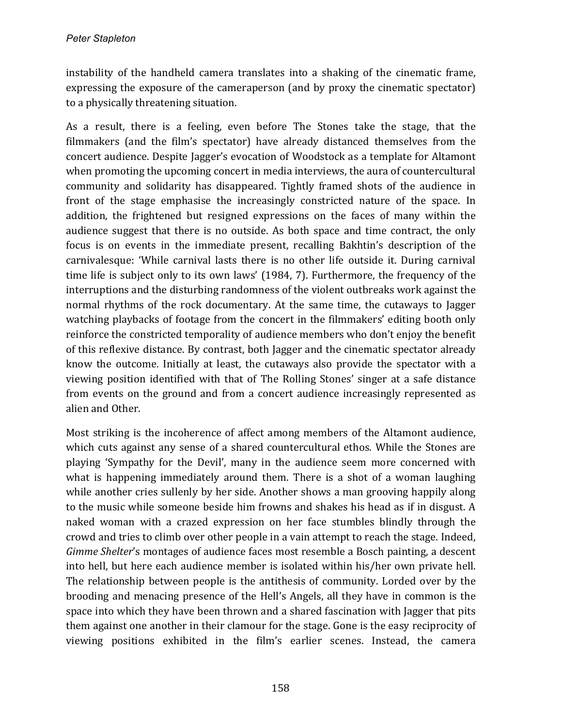instability of the handheld camera translates into a shaking of the cinematic frame, expressing the exposure of the cameraperson (and by proxy the cinematic spectator) to a physically threatening situation.

As a result, there is a feeling, even before The Stones take the stage, that the filmmakers (and the film's spectator) have already distanced themselves from the concert audience. Despite Jagger's evocation of Woodstock as a template for Altamont when promoting the upcoming concert in media interviews, the aura of countercultural community and solidarity has disappeared. Tightly framed shots of the audience in front of the stage emphasise the increasingly constricted nature of the space. In addition, the frightened but resigned expressions on the faces of many within the audience suggest that there is no outside. As both space and time contract, the only focus is on events in the immediate present, recalling Bakhtin's description of the carnivalesque: 'While carnival lasts there is no other life outside it. During carnival time life is subject only to its own laws' (1984, 7). Furthermore, the frequency of the interruptions and the disturbing randomness of the violent outbreaks work against the normal rhythms of the rock documentary. At the same time, the cutaways to Jagger watching playbacks of footage from the concert in the filmmakers' editing booth only reinforce the constricted temporality of audience members who don't enjoy the benefit of this reflexive distance. By contrast, both Jagger and the cinematic spectator already know the outcome. Initially at least, the cutaways also provide the spectator with a viewing position identified with that of The Rolling Stones' singer at a safe distance from events on the ground and from a concert audience increasingly represented as alien and Other.

Most striking is the incoherence of affect among members of the Altamont audience, which cuts against any sense of a shared countercultural ethos. While the Stones are playing 'Sympathy for the Devil', many in the audience seem more concerned with what is happening immediately around them. There is a shot of a woman laughing while another cries sullenly by her side. Another shows a man grooving happily along to the music while someone beside him frowns and shakes his head as if in disgust. A naked woman with a crazed expression on her face stumbles blindly through the crowd and tries to climb over other people in a vain attempt to reach the stage. Indeed, *Gimme Shelter*'s montages of audience faces most resemble a Bosch painting, a descent into hell, but here each audience member is isolated within his/her own private hell. The relationship between people is the antithesis of community. Lorded over by the brooding and menacing presence of the Hell's Angels, all they have in common is the space into which they have been thrown and a shared fascination with Jagger that pits them against one another in their clamour for the stage. Gone is the easy reciprocity of viewing positions exhibited in the film's earlier scenes. Instead, the camera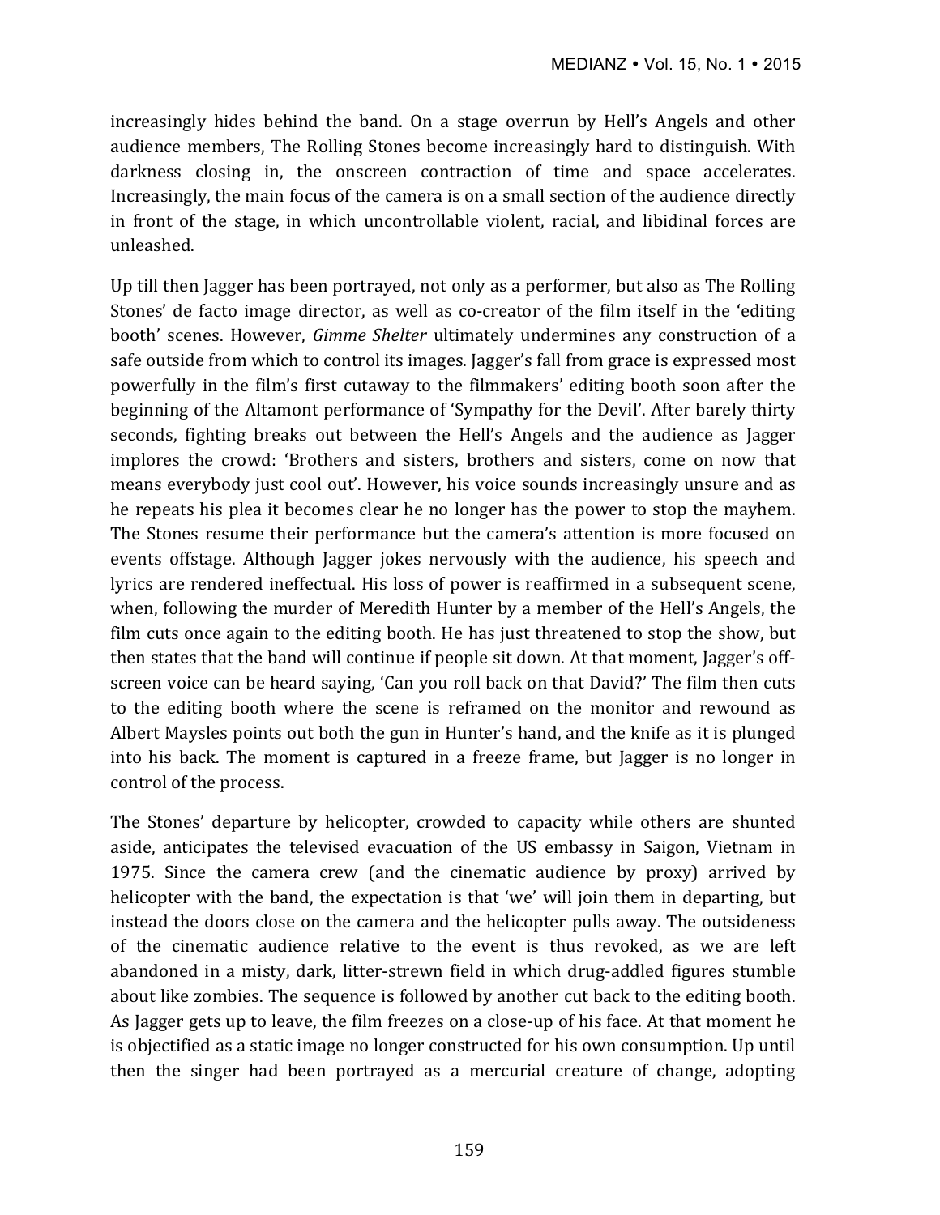increasingly hides behind the band. On a stage overrun by Hell's Angels and other audience members, The Rolling Stones become increasingly hard to distinguish. With darkness closing in, the onscreen contraction of time and space accelerates. Increasingly, the main focus of the camera is on a small section of the audience directly in front of the stage, in which uncontrollable violent, racial, and libidinal forces are unleashed.

Up till then Jagger has been portrayed, not only as a performer, but also as The Rolling Stones' de facto image director, as well as co-creator of the film itself in the 'editing booth' scenes. However, *Gimme Shelter* ultimately undermines any construction of a safe outside from which to control its images. Jagger's fall from grace is expressed most powerfully in the film's first cutaway to the filmmakers' editing booth soon after the beginning of the Altamont performance of 'Sympathy for the Devil'. After barely thirty seconds, fighting breaks out between the Hell's Angels and the audience as Jagger implores the crowd: 'Brothers and sisters, brothers and sisters, come on now that means everybody just cool out'. However, his voice sounds increasingly unsure and as he repeats his plea it becomes clear he no longer has the power to stop the mayhem. The Stones resume their performance but the camera's attention is more focused on events offstage. Although Jagger jokes nervously with the audience, his speech and lyrics are rendered ineffectual. His loss of power is reaffirmed in a subsequent scene, when, following the murder of Meredith Hunter by a member of the Hell's Angels, the film cuts once again to the editing booth. He has just threatened to stop the show, but then states that the band will continue if people sit down. At that moment, Jagger's off-screen voice can be heard saying, 'Can you roll back on that David?' The film then cuts to the editing booth where the scene is reframed on the monitor and rewound as Albert Maysles points out both the gun in Hunter's hand, and the knife as it is plunged into his back. The moment is captured in a freeze frame, but Jagger is no longer in control of the process.

The Stones' departure by helicopter, crowded to capacity while others are shunted aside, anticipates the televised evacuation of the US embassy in Saigon, Vietnam in 1975. Since the camera crew (and the cinematic audience by proxy) arrived by helicopter with the band, the expectation is that 'we' will join them in departing, but instead the doors close on the camera and the helicopter pulls away. The outsideness of the cinematic audience relative to the event is thus revoked, as we are left abandoned in a misty, dark, litter-strewn field in which drug-addled figures stumble about like zombies. The sequence is followed by another cut back to the editing booth. As Jagger gets up to leave, the film freezes on a close-up of his face. At that moment he is objectified as a static image no longer constructed for his own consumption. Up until then the singer had been portrayed as a mercurial creature of change, adopting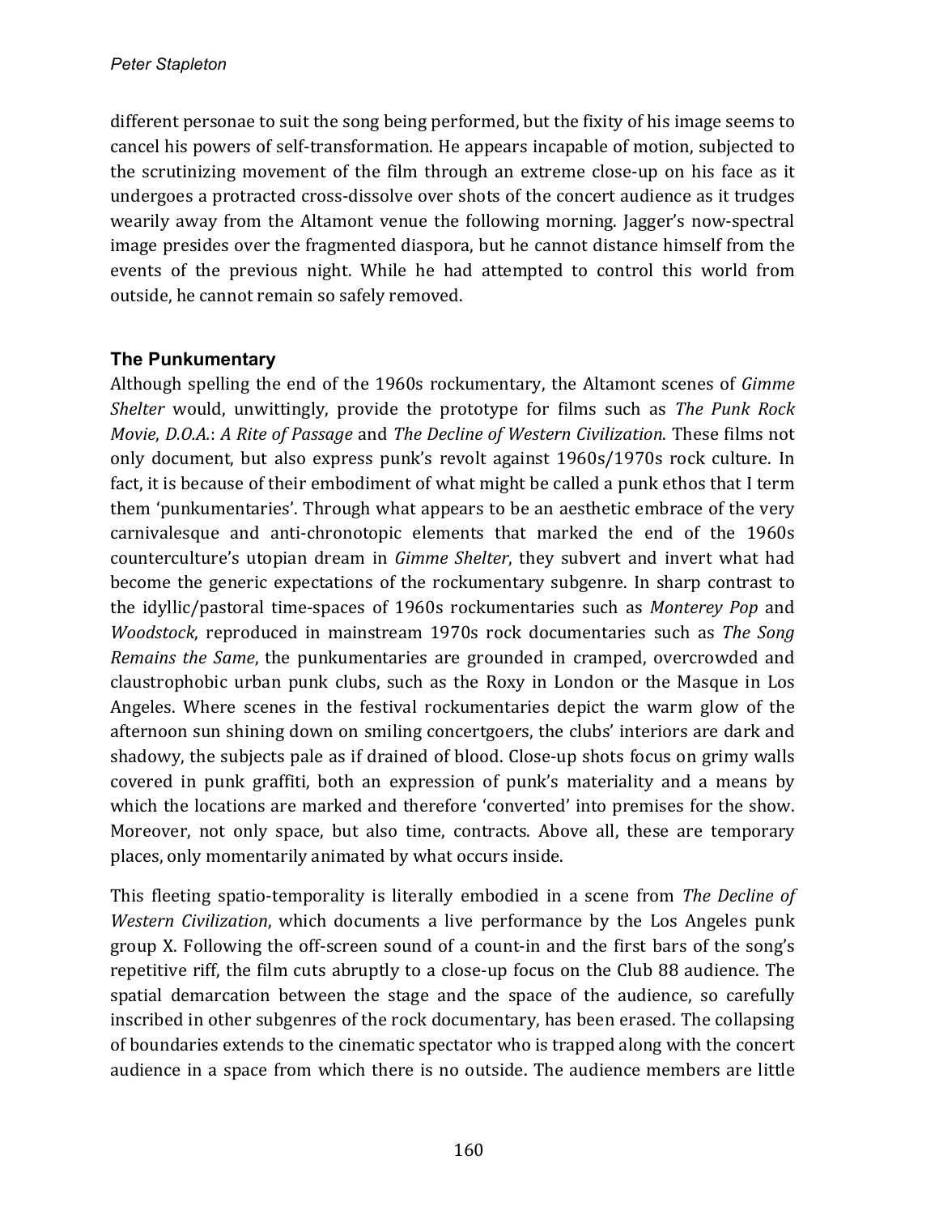different personae to suit the song being performed, but the fixity of his image seems to cancel his powers of self-transformation. He appears incapable of motion, subjected to the scrutinizing movement of the film through an extreme close-up on his face as it undergoes a protracted cross-dissolve over shots of the concert audience as it trudges wearily away from the Altamont venue the following morning. Jagger's now-spectral image presides over the fragmented diaspora, but he cannot distance himself from the events of the previous night. While he had attempted to control this world from outside, he cannot remain so safely removed.

## The Punkumentary

Although spelling the end of the 1960s rockumentary, the Altamont scenes of *Gimme Shelter* would, unwittingly, provide the prototype for films such as *The Punk Rock Movie*, *D.O.A.*: *A Rite of Passage* and *The Decline of Western Civilization*. These films not only document, but also express punk's revolt against 1960s/1970s rock culture. In fact, it is because of their embodiment of what might be called a punk ethos that I term them 'punkumentaries'. Through what appears to be an aesthetic embrace of the very carnivalesque and anti-chronotopic elements that marked the end of the 1960s counterculture's utopian dream in *Gimme Shelter*, they subvert and invert what had become the generic expectations of the rockumentary subgenre. In sharp contrast to the idyllic/pastoral time-spaces of 1960s rockumentaries such as *Monterey Pop* and *Woodstock*, reproduced in mainstream 1970s rock documentaries such as *The Song Remains the Same*, the punkumentaries are grounded in cramped, overcrowded and claustrophobic urban punk clubs, such as the Roxy in London or the Masque in Los Angeles. Where scenes in the festival rockumentaries depict the warm glow of the afternoon sun shining down on smiling concertgoers, the clubs' interiors are dark and shadowy, the subjects pale as if drained of blood. Close-up shots focus on grimy walls covered in punk graffiti, both an expression of punk's materiality and a means by which the locations are marked and therefore 'converted' into premises for the show. Moreover, not only space, but also time, contracts. Above all, these are temporary places, only momentarily animated by what occurs inside.

This fleeting spatio-temporality is literally embodied in a scene from *The Decline of Western Civilization*, which documents a live performance by the Los Angeles punk group X. Following the off-screen sound of a count-in and the first bars of the song's repetitive riff, the film cuts abruptly to a close-up focus on the Club 88 audience. The spatial demarcation between the stage and the space of the audience, so carefully inscribed in other subgenres of the rock documentary, has been erased. The collapsing of boundaries extends to the cinematic spectator who is trapped along with the concert audience in a space from which there is no outside. The audience members are little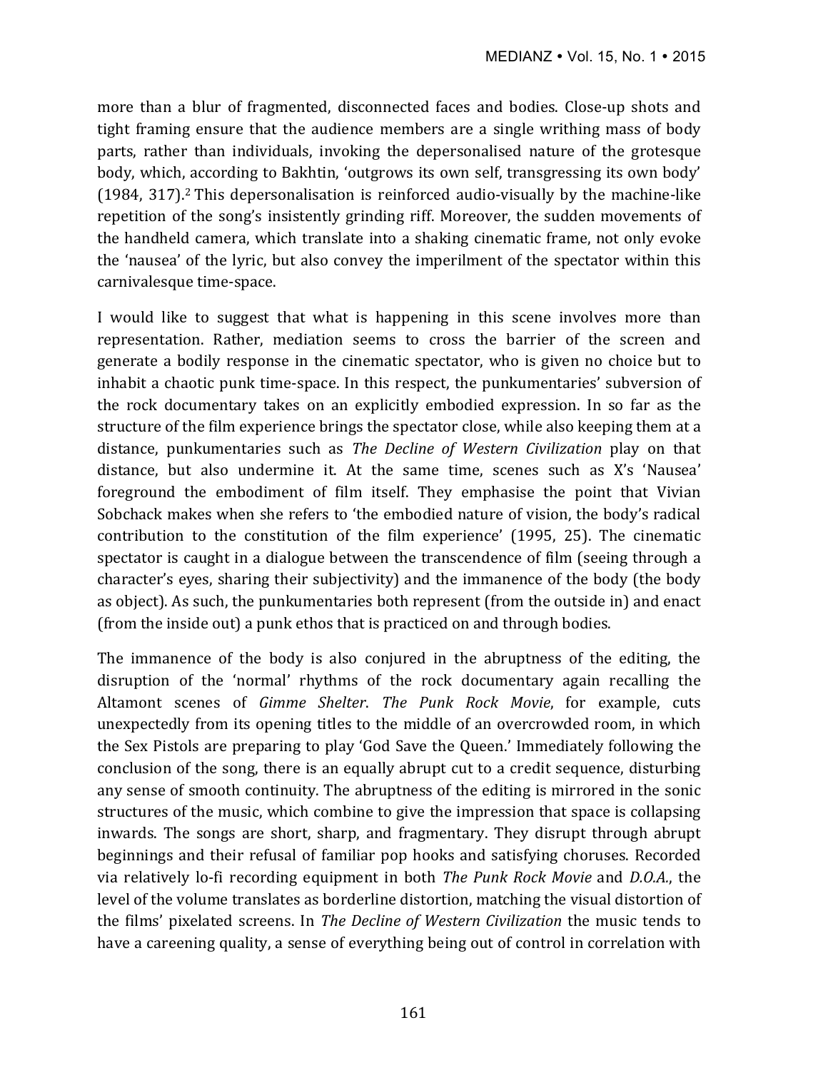more than a blur of fragmented, disconnected faces and bodies. Close-up shots and tight framing ensure that the audience members are a single writhing mass of body parts, rather than individuals, invoking the depersonalised nature of the grotesque body, which, according to Bakhtin, 'outgrows its own self, transgressing its own body' (1984, 317).[2] This depersonalisation is reinforced audio-visually by the machine-like repetition of the song's insistently grinding riff. Moreover, the sudden movements of the handheld camera, which translate into a shaking cinematic frame, not only evoke the 'nausea' of the lyric, but also convey the imperilment of the spectator within this carnivalesque time-space.

I would like to suggest that what is happening in this scene involves more than representation. Rather, mediation seems to cross the barrier of the screen and generate a bodily response in the cinematic spectator, who is given no choice but to inhabit a chaotic punk time-space. In this respect, the punkumentaries' subversion of the rock documentary takes on an explicitly embodied expression. In so far as the structure of the film experience brings the spectator close, while also keeping them at a distance, punkumentaries such as *The Decline of Western Civilization* play on that distance, but also undermine it. At the same time, scenes such as X's 'Nausea' foreground the embodiment of film itself. They emphasise the point that Vivian Sobchack makes when she refers to 'the embodied nature of vision, the body's radical contribution to the constitution of the film experience' (1995, 25). The cinematic spectator is caught in a dialogue between the transcendence of film (seeing through a character's eyes, sharing their subjectivity) and the immanence of the body (the body as object). As such, the punkumentaries both represent (from the outside in) and enact (from the inside out) a punk ethos that is practiced on and through bodies.

The immanence of the body is also conjured in the abruptness of the editing, the disruption of the 'normal' rhythms of the rock documentary again recalling the Altamont scenes of *Gimme Shelter*. *The Punk Rock Movie*, for example, cuts unexpectedly from its opening titles to the middle of an overcrowded room, in which the Sex Pistols are preparing to play 'God Save the Queen.' Immediately following the conclusion of the song, there is an equally abrupt cut to a credit sequence, disturbing any sense of smooth continuity. The abruptness of the editing is mirrored in the sonic structures of the music, which combine to give the impression that space is collapsing inwards. The songs are short, sharp, and fragmentary. They disrupt through abrupt beginnings and their refusal of familiar pop hooks and satisfying choruses. Recorded via relatively lo-fi recording equipment in both *The Punk Rock Movie* and *D.O.A.*, the level of the volume translates as borderline distortion, matching the visual distortion of the films' pixelated screens. In *The Decline of Western Civilization* the music tends to have a careening quality, a sense of everything being out of control in correlation with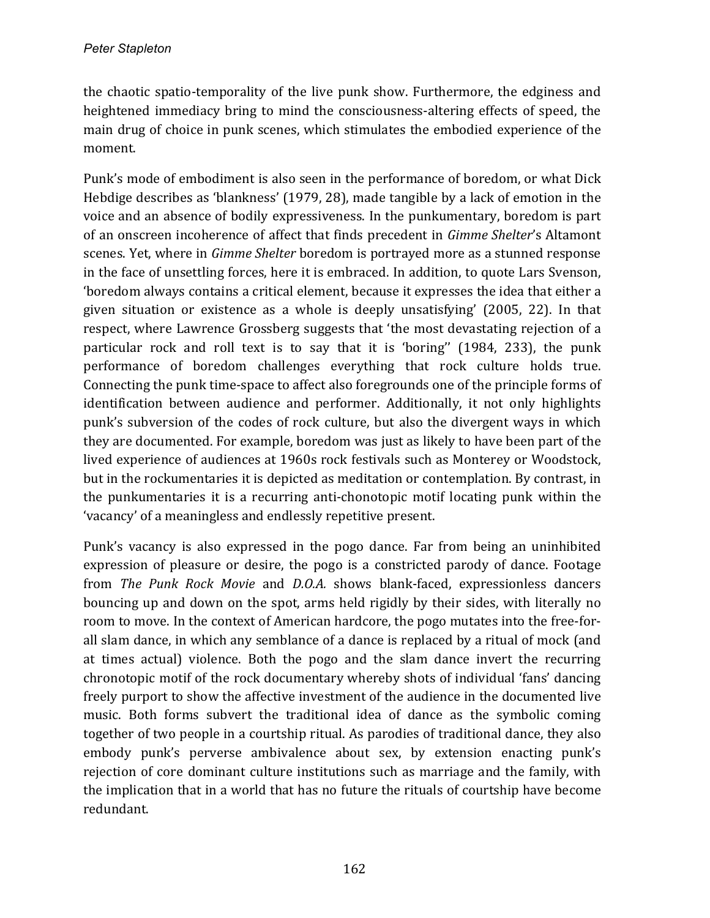the chaotic spatio-temporality of the live punk show. Furthermore, the edginess and heightened immediacy bring to mind the consciousness-altering effects of speed, the main drug of choice in punk scenes, which stimulates the embodied experience of the moment.

Punk's mode of embodiment is also seen in the performance of boredom, or what Dick Hebdige describes as 'blankness' (1979, 28), made tangible by a lack of emotion in the voice and an absence of bodily expressiveness. In the punkumentary, boredom is part of an onscreen incoherence of affect that finds precedent in *Gimme Shelter*'s Altamont scenes. Yet, where in *Gimme Shelter* boredom is portrayed more as a stunned response in the face of unsettling forces, here it is embraced. In addition, to quote Lars Svenson, 'boredom always contains a critical element, because it expresses the idea that either a given situation or existence as a whole is deeply unsatisfying' (2005, 22). In that respect, where Lawrence Grossberg suggests that 'the most devastating rejection of a particular rock and roll text is to say that it is 'boring'' (1984, 233), the punk performance of boredom challenges everything that rock culture holds true. Connecting the punk time-space to affect also foregrounds one of the principle forms of identification between audience and performer. Additionally, it not only highlights punk's subversion of the codes of rock culture, but also the divergent ways in which they are documented. For example, boredom was just as likely to have been part of the lived experience of audiences at 1960s rock festivals such as Monterey or Woodstock, but in the rockumentaries it is depicted as meditation or contemplation. By contrast, in the punkumentaries it is a recurring anti-chonotopic motif locating punk within the 'vacancy' of a meaningless and endlessly repetitive present.

Punk's vacancy is also expressed in the pogo dance. Far from being an uninhibited expression of pleasure or desire, the pogo is a constricted parody of dance. Footage from *The Punk Rock Movie* and *D.O.A.* shows blank-faced, expressionless dancers bouncing up and down on the spot, arms held rigidly by their sides, with literally no room to move. In the context of American hardcore, the pogo mutates into the free-for-all slam dance, in which any semblance of a dance is replaced by a ritual of mock (and at times actual) violence. Both the pogo and the slam dance invert the recurring chronotopic motif of the rock documentary whereby shots of individual 'fans' dancing freely purport to show the affective investment of the audience in the documented live music. Both forms subvert the traditional idea of dance as the symbolic coming together of two people in a courtship ritual. As parodies of traditional dance, they also embody punk's perverse ambivalence about sex, by extension enacting punk's rejection of core dominant culture institutions such as marriage and the family, with the implication that in a world that has no future the rituals of courtship have become redundant.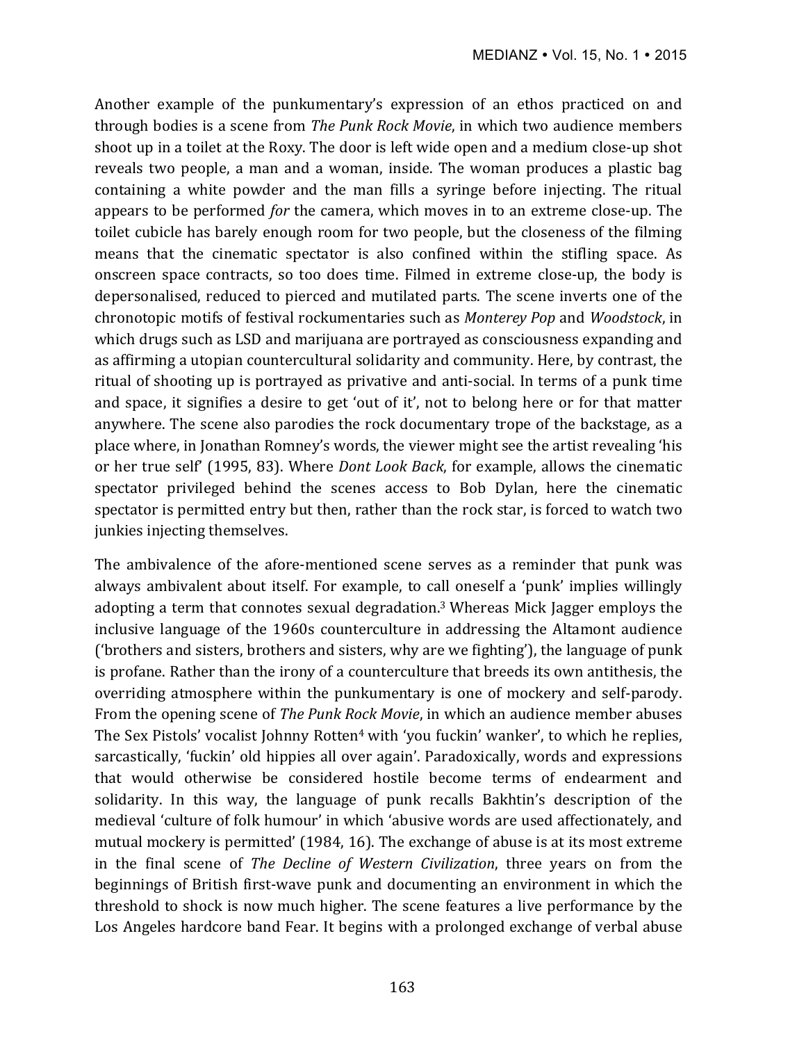Another example of the punkumentary's expression of an ethos practiced on and through bodies is a scene from *The Punk Rock Movie*, in which two audience members shoot up in a toilet at the Roxy. The door is left wide open and a medium close-up shot reveals two people, a man and a woman, inside. The woman produces a plastic bag containing a white powder and the man fills a syringe before injecting. The ritual appears to be performed *for* the camera, which moves in to an extreme close-up. The toilet cubicle has barely enough room for two people, but the closeness of the filming means that the cinematic spectator is also confined within the stifling space. As onscreen space contracts, so too does time. Filmed in extreme close-up, the body is depersonalised, reduced to pierced and mutilated parts. The scene inverts one of the chronotopic motifs of festival rockumentaries such as *Monterey Pop* and *Woodstock*, in which drugs such as LSD and marijuana are portrayed as consciousness expanding and as affirming a utopian countercultural solidarity and community. Here, by contrast, the ritual of shooting up is portrayed as privative and anti-social. In terms of a punk time and space, it signifies a desire to get 'out of it', not to belong here or for that matter anywhere. The scene also parodies the rock documentary trope of the backstage, as a place where, in Jonathan Romney's words, the viewer might see the artist revealing 'his or her true self' (1995, 83). Where *Dont Look Back*, for example, allows the cinematic spectator privileged behind the scenes access to Bob Dylan, here the cinematic spectator is permitted entry but then, rather than the rock star, is forced to watch two junkies injecting themselves.

The ambivalence of the afore-mentioned scene serves as a reminder that punk was always ambivalent about itself. For example, to call oneself a 'punk' implies willingly adopting a term that connotes sexual degradation.[3] Whereas Mick Jagger employs the inclusive language of the 1960s counterculture in addressing the Altamont audience ('brothers and sisters, brothers and sisters, why are we fighting'), the language of punk is profane. Rather than the irony of a counterculture that breeds its own antithesis, the overriding atmosphere within the punkumentary is one of mockery and self-parody. From the opening scene of *The Punk Rock Movie*, in which an audience member abuses The Sex Pistols' vocalist Johnny Rotten[4] with 'you fuckin' wanker', to which he replies, sarcastically, 'fuckin' old hippies all over again'. Paradoxically, words and expressions that would otherwise be considered hostile become terms of endearment and solidarity. In this way, the language of punk recalls Bakhtin's description of the medieval 'culture of folk humour' in which 'abusive words are used affectionately, and mutual mockery is permitted' (1984, 16). The exchange of abuse is at its most extreme in the final scene of *The Decline of Western Civilization*, three years on from the beginnings of British first-wave punk and documenting an environment in which the threshold to shock is now much higher. The scene features a live performance by the Los Angeles hardcore band Fear. It begins with a prolonged exchange of verbal abuse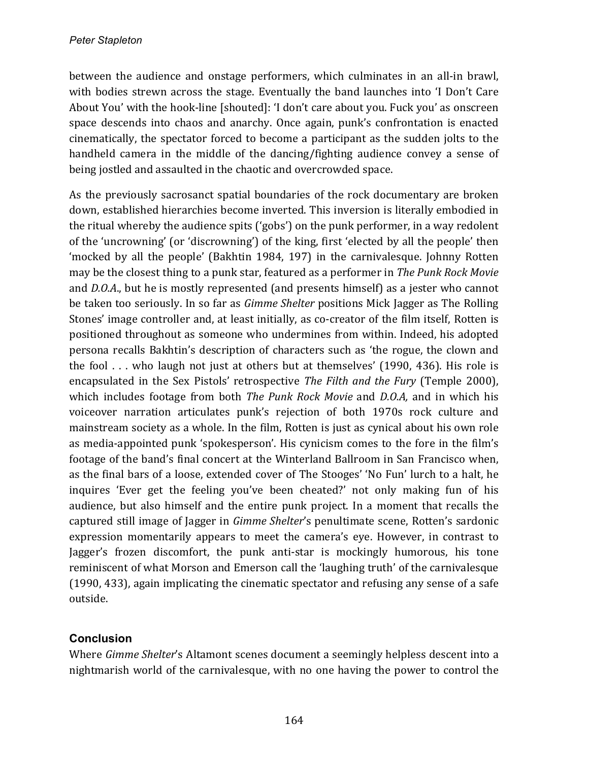between the audience and onstage performers, which culminates in an all-in brawl, with bodies strewn across the stage. Eventually the band launches into 'I Don't Care About You' with the hook-line [shouted]: 'I don't care about you. Fuck you' as onscreen space descends into chaos and anarchy. Once again, punk's confrontation is enacted cinematically, the spectator forced to become a participant as the sudden jolts to the handheld camera in the middle of the dancing/fighting audience convey a sense of being jostled and assaulted in the chaotic and overcrowded space.

As the previously sacrosanct spatial boundaries of the rock documentary are broken down, established hierarchies become inverted. This inversion is literally embodied in the ritual whereby the audience spits ('gobs') on the punk performer, in a way redolent of the 'uncrowning' (or 'discrowning') of the king, first 'elected by all the people' then 'mocked by all the people' (Bakhtin 1984, 197) in the carnivalesque. Johnny Rotten may be the closest thing to a punk star, featured as a performer in *The Punk Rock Movie* and *D.O.A.*, but he is mostly represented (and presents himself) as a jester who cannot be taken too seriously. In so far as *Gimme Shelter* positions Mick Jagger as The Rolling Stones' image controller and, at least initially, as co-creator of the film itself, Rotten is positioned throughout as someone who undermines from within. Indeed, his adopted persona recalls Bakhtin's description of characters such as 'the rogue, the clown and the fool . . . who laugh not just at others but at themselves' (1990, 436). His role is encapsulated in the Sex Pistols' retrospective *The Filth and the Fury* (Temple 2000), which includes footage from both *The Punk Rock Movie* and *D.O.A*, and in which his voiceover narration articulates punk's rejection of both 1970s rock culture and mainstream society as a whole. In the film, Rotten is just as cynical about his own role as media-appointed punk 'spokesperson'. His cynicism comes to the fore in the film's footage of the band's final concert at the Winterland Ballroom in San Francisco when, as the final bars of a loose, extended cover of The Stooges' 'No Fun' lurch to a halt, he inquires 'Ever get the feeling you've been cheated?' not only making fun of his audience, but also himself and the entire punk project. In a moment that recalls the captured still image of Jagger in *Gimme Shelter*'s penultimate scene, Rotten's sardonic expression momentarily appears to meet the camera's eye. However, in contrast to Jagger's frozen discomfort, the punk anti-star is mockingly humorous, his tone reminiscent of what Morson and Emerson call the 'laughing truth' of the carnivalesque (1990, 433), again implicating the cinematic spectator and refusing any sense of a safe outside.

## Conclusion

Where *Gimme Shelter*'s Altamont scenes document a seemingly helpless descent into a nightmarish world of the carnivalesque, with no one having the power to control the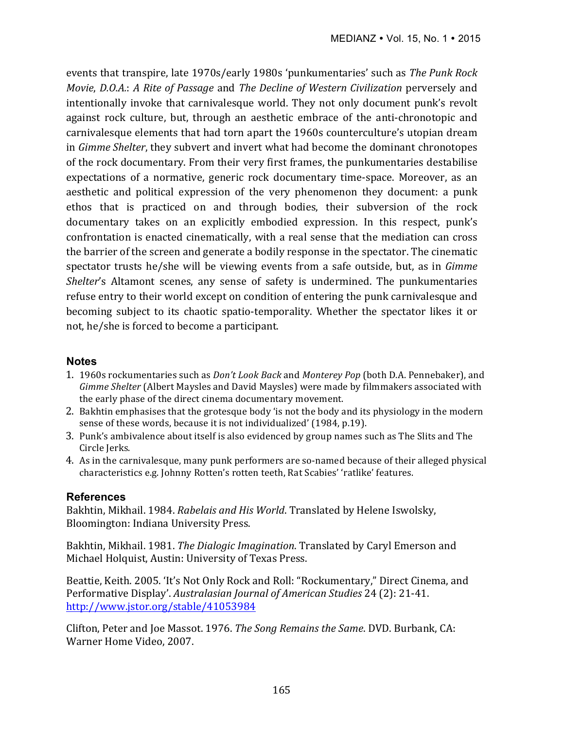events that transpire, late 1970s/early 1980s 'punkumentaries' such as *The Punk Rock Movie*, *D.O.A.: A Rite of Passage* and *The Decline of Western Civilization* perversely and intentionally invoke that carnivalesque world. They not only document punk's revolt against rock culture, but, through an aesthetic embrace of the anti-chronotopic and carnivalesque elements that had torn apart the 1960s counterculture's utopian dream in *Gimme Shelter*, they subvert and invert what had become the dominant chronotopes of the rock documentary. From their very first frames, the punkumentaries destabilise expectations of a normative, generic rock documentary time-space. Moreover, as an aesthetic and political expression of the very phenomenon they document: a punk ethos that is practiced on and through bodies, their subversion of the rock documentary takes on an explicitly embodied expression. In this respect, punk's confrontation is enacted cinematically, with a real sense that the mediation can cross the barrier of the screen and generate a bodily response in the spectator. The cinematic spectator trusts he/she will be viewing events from a safe outside, but, as in *Gimme Shelter*'s Altamont scenes, any sense of safety is undermined. The punkumentaries refuse entry to their world except on condition of entering the punk carnivalesque and becoming subject to its chaotic spatio-temporality. Whether the spectator likes it or not, he/she is forced to become a participant.

## Notes

1. 1960s rockumentaries such as *Don't Look Back* and *Monterey Pop* (both D.A. Pennebaker), and *Gimme Shelter* (Albert Maysles and David Maysles) were made by filmmakers associated with the early phase of the direct cinema documentary movement.
2. Bakhtin emphasises that the grotesque body 'is not the body and its physiology in the modern sense of these words, because it is not individualized' (1984, p.19).
3. Punk's ambivalence about itself is also evidenced by group names such as The Slits and The Circle Jerks.
4. As in the carnivalesque, many punk performers are so-named because of their alleged physical characteristics e.g. Johnny Rotten's rotten teeth, Rat Scabies' 'ratlike' features.

## References

Bakhtin, Mikhail. 1984. *Rabelais and His World*. Translated by Helene Iswolsky, Bloomington: Indiana University Press.

Bakhtin, Mikhail. 1981. *The Dialogic Imagination*. Translated by Caryl Emerson and Michael Holquist, Austin: University of Texas Press.

Beattie, Keith. 2005. 'It's Not Only Rock and Roll: "Rockumentary," Direct Cinema, and Performative Display'. *Australasian Journal of American Studies* 24 (2): 21-41. http://www.jstor.org/stable/41053984

Clifton, Peter and Joe Massot. 1976. *The Song Remains the Same*. DVD. Burbank, CA: Warner Home Video, 2007.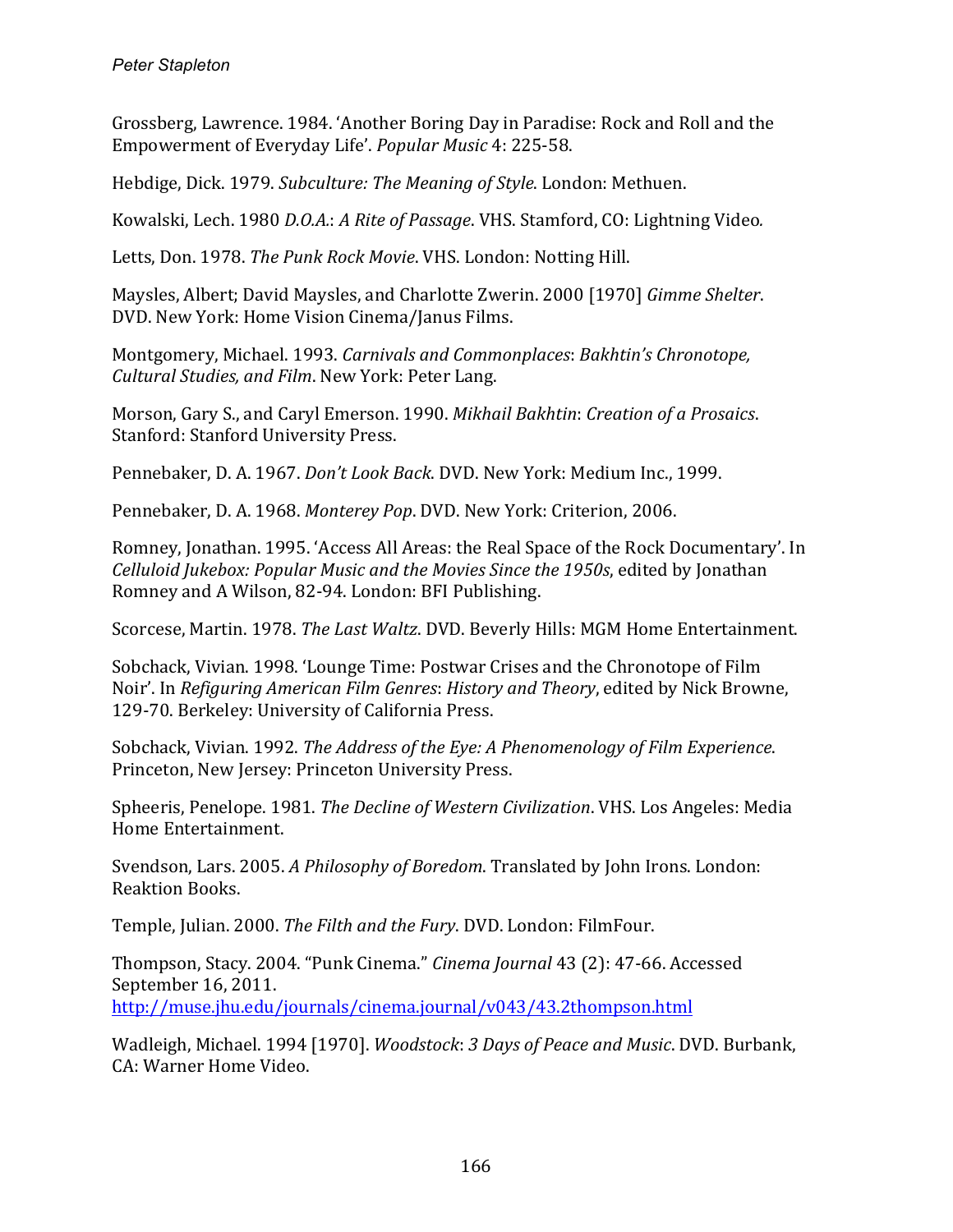Grossberg, Lawrence. 1984. 'Another Boring Day in Paradise: Rock and Roll and the Empowerment of Everyday Life'. *Popular Music* 4: 225-58.

Hebdige, Dick. 1979. *Subculture: The Meaning of Style*. London: Methuen.

Kowalski, Lech. 1980 *D.O.A.*: *A Rite of Passage*. VHS. Stamford, CO: Lightning Video.

Letts, Don. 1978. *The Punk Rock Movie*. VHS. London: Notting Hill.

Maysles, Albert; David Maysles, and Charlotte Zwerin. 2000 [1970] *Gimme Shelter*. DVD. New York: Home Vision Cinema/Janus Films.

Montgomery, Michael. 1993. *Carnivals and Commonplaces*: *Bakhtin's Chronotope, Cultural Studies, and Film*. New York: Peter Lang.

Morson, Gary S., and Caryl Emerson. 1990. *Mikhail Bakhtin*: *Creation of a Prosaics*. Stanford: Stanford University Press.

Pennebaker, D. A. 1967. *Don't Look Back*. DVD. New York: Medium Inc., 1999.

Pennebaker, D. A. 1968. *Monterey Pop*. DVD. New York: Criterion, 2006.

Romney, Jonathan. 1995. 'Access All Areas: the Real Space of the Rock Documentary'. In *Celluloid Jukebox: Popular Music and the Movies Since the 1950s*, edited by Jonathan Romney and A Wilson, 82-94. London: BFI Publishing.

Scorcese, Martin. 1978. *The Last Waltz*. DVD. Beverly Hills: MGM Home Entertainment.

Sobchack, Vivian. 1998. 'Lounge Time: Postwar Crises and the Chronotope of Film Noir'. In *Refiguring American Film Genres*: *History and Theory*, edited by Nick Browne, 129-70. Berkeley: University of California Press.

Sobchack, Vivian. 1992. *The Address of the Eye: A Phenomenology of Film Experience*. Princeton, New Jersey: Princeton University Press.

Spheeris, Penelope. 1981. *The Decline of Western Civilization*. VHS. Los Angeles: Media Home Entertainment.

Svendson, Lars. 2005. *A Philosophy of Boredom*. Translated by John Irons. London: Reaktion Books.

Temple, Julian. 2000. *The Filth and the Fury*. DVD. London: FilmFour.

Thompson, Stacy. 2004. "Punk Cinema." *Cinema Journal* 43 (2): 47-66. Accessed September 16, 2011. http://muse.jhu.edu/journals/cinema.journal/v043/43.2thompson.html

Wadleigh, Michael. 1994 [1970]. *Woodstock*: *3 Days of Peace and Music*. DVD. Burbank, CA: Warner Home Video.